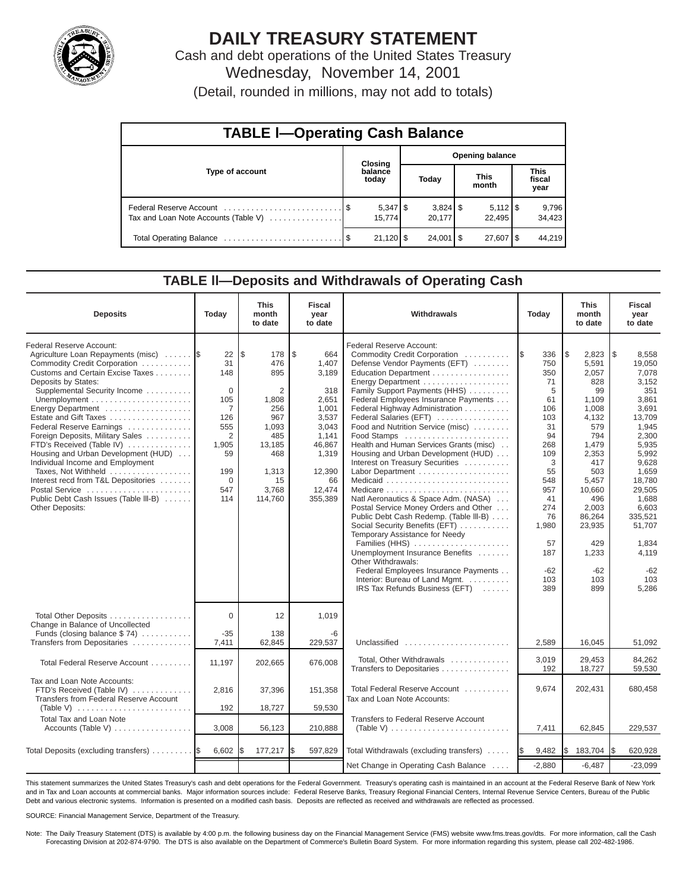# DAILY TREASURY STATEMENT

Cash and debt operations of the United States Treasury

Wednesday, November 14, 2001

(Detail, rounded in millions, may not add to totals)

## TABLE I—Operating Cash Balance

| Type of account | Closing balance today | Opening balance Today | Opening balance This month | Opening balance This fiscal year |
|---|---|---|---|---|
| Federal Reserve Account | $ 5,347 | $ 3,824 | $ 5,112 | $ 9,796 |
| Tax and Loan Note Accounts (Table V) | 15,774 | 20,177 | 22,495 | 34,423 |
| Total Operating Balance | $ 21,120 | $ 24,001 | $ 27,607 | $ 44,219 |

## TABLE II—Deposits and Withdrawals of Operating Cash

| Deposits | Today | This month to date | Fiscal year to date | Withdrawals | Today | This month to date | Fiscal year to date |
|---|---|---|---|---|---|---|---|
| Federal Reserve Account: | | | | Federal Reserve Account: | | | |
| Agriculture Loan Repayments (misc) | $ 22 | $ 178 | $ 664 | Commodity Credit Corporation | $ 336 | $ 2,823 | $ 8,558 |
| Commodity Credit Corporation | 31 | 476 | 1,407 | Defense Vendor Payments (EFT) | 750 | 5,591 | 19,050 |
| Customs and Certain Excise Taxes | 148 | 895 | 3,189 | Education Department | 350 | 2,057 | 7,078 |
| Deposits by States: | | | | Energy Department | 71 | 828 | 3,152 |
| Supplemental Security Income | 0 | 2 | 318 | Family Support Payments (HHS) | 5 | 99 | 351 |
| Unemployment | 105 | 1,808 | 2,651 | Federal Employees Insurance Payments | 61 | 1,109 | 3,861 |
| Energy Department | 7 | 256 | 1,001 | Federal Highway Administration | 106 | 1,008 | 3,691 |
| Estate and Gift Taxes | 126 | 967 | 3,537 | Federal Salaries (EFT) | 103 | 4,132 | 13,709 |
| Federal Reserve Earnings | 555 | 1,093 | 3,043 | Food and Nutrition Service (misc) | 31 | 579 | 1,945 |
| Foreign Deposits, Military Sales | 2 | 485 | 1,141 | Food Stamps | 94 | 794 | 2,300 |
| FTD's Received (Table IV) | 1,905 | 13,185 | 46,867 | Health and Human Services Grants (misc) | 268 | 1,479 | 5,935 |
| Housing and Urban Development (HUD) | 59 | 468 | 1,319 | Housing and Urban Development (HUD) | 109 | 2,353 | 5,992 |
| Individual Income and Employment | | | | Interest on Treasury Securities | 3 | 417 | 9,628 |
| Taxes, Not Withheld | 199 | 1,313 | 12,390 | Labor Department | 55 | 503 | 1,659 |
| Interest recd from T&L Depositories | 0 | 15 | 66 | Medicaid | 548 | 5,457 | 18,780 |
| Postal Service | 547 | 3,768 | 12,474 | Medicare | 957 | 10,660 | 29,505 |
| Public Debt Cash Issues (Table III-B) | 114 | 114,760 | 355,389 | Natl Aeronautics & Space Adm. (NASA) | 41 | 496 | 1,688 |
| Other Deposits: | | | | Postal Service Money Orders and Other | 274 | 2,003 | 6,603 |
| | | | | Public Debt Cash Redemp. (Table III-B) | 76 | 86,264 | 335,521 |
| | | | | Social Security Benefits (EFT) | 1,980 | 23,935 | 51,707 |
| | | | | Temporary Assistance for Needy | | | |
| | | | | Families (HHS) | 57 | 429 | 1,834 |
| | | | | Unemployment Insurance Benefits | 187 | 1,233 | 4,119 |
| | | | | Other Withdrawals: | | | |
| | | | | Federal Employees Insurance Payments | -62 | -62 | -62 |
| | | | | Interior: Bureau of Land Mgmt. | 103 | 103 | 103 |
| | | | | IRS Tax Refunds Business (EFT) | 389 | 899 | 5,286 |
| Total Other Deposits | 0 | 12 | 1,019 | | | | |
| Change in Balance of Uncollected Funds (closing balance $ 74) | -35 | 138 | -6 | | | | |
| Transfers from Depositaries | 7,411 | 62,845 | 229,537 | Unclassified | 2,589 | 16,045 | 51,092 |
| Total Federal Reserve Account | 11,197 | 202,665 | 676,008 | Total, Other Withdrawals | 3,019 | 29,453 | 84,262 |
| | | | | Transfers to Depositaries | 192 | 18,727 | 59,530 |
| Tax and Loan Note Accounts: | | | | | | | |
| FTD's Received (Table IV) | 2,816 | 37,396 | 151,358 | Total Federal Reserve Account | 9,674 | 202,431 | 680,458 |
| Transfers from Federal Reserve Account (Table V) | 192 | 18,727 | 59,530 | Tax and Loan Note Accounts: | | | |
| Total Tax and Loan Note Accounts (Table V) | 3,008 | 56,123 | 210,888 | Transfers to Federal Reserve Account (Table V) | 7,411 | 62,845 | 229,537 |
| Total Deposits (excluding transfers) | $ 6,602 | $ 177,217 | $ 597,829 | Total Withdrawals (excluding transfers) | $ 9,482 | $ 183,704 | $ 620,928 |
| | | | | Net Change in Operating Cash Balance | -2,880 | -6,487 | -23,099 |

This statement summarizes the United States Treasury's cash and debt operations for the Federal Government. Treasury's operating cash is maintained in an account at the Federal Reserve Bank of New York and in Tax and Loan accounts at commercial banks. Major information sources include: Federal Reserve Banks, Treasury Regional Financial Centers, Internal Revenue Service Centers, Bureau of the Public Debt and various electronic systems. Information is presented on a modified cash basis. Deposits are reflected as received and withdrawals are reflected as processed.

SOURCE: Financial Management Service, Department of the Treasury.

Note: The Daily Treasury Statement (DTS) is available by 4:00 p.m. the following business day on the Financial Management Service (FMS) website www.fms.treas.gov/dts. For more information, call the Cash Forecasting Division at 202-874-9790. The DTS is also available on the Department of Commerce's Bulletin Board System. For more information regarding this system, please call 202-482-1986.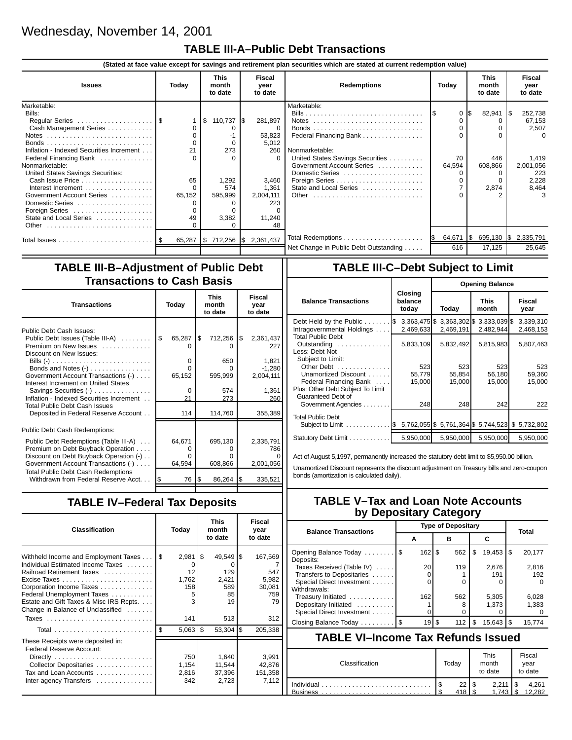Wednesday, November 14, 2001

## TABLE III-A–Public Debt Transactions

(Stated at face value except for savings and retirement plan securities which are stated at current redemption value)

| Issues | Today | This month to date | Fiscal year to date | Redemptions | Today | This month to date | Fiscal year to date |
|---|---|---|---|---|---|---|---|
| Marketable: | | | | Marketable: | | | |
| Bills: | | | | Bills | $ 0 | $ 82,941 | $ 252,738 |
| Regular Series | $ 1 | $ 110,737 | $ 281,897 | Notes | 0 | 0 | 67,153 |
| Cash Management Series | 0 | 0 | 0 | Bonds | 0 | 0 | 2,507 |
| Notes | 0 | -1 | 53,823 | Federal Financing Bank | 0 | 0 | 0 |
| Bonds | 0 | 0 | 5,012 | | | | |
| Inflation - Indexed Securities Increment | 21 | 273 | 260 | Nonmarketable: | | | |
| Federal Financing Bank | 0 | 0 | 0 | United States Savings Securities | 70 | 446 | 1,419 |
| Nonmarketable: | | | | Government Account Series | 64,594 | 608,866 | 2,001,056 |
| United States Savings Securities: | | | | Domestic Series | 0 | 0 | 223 |
| Cash Issue Price | 65 | 1,292 | 3,460 | Foreign Series | 0 | 0 | 2,228 |
| Interest Increment | 0 | 574 | 1,361 | State and Local Series | 7 | 2,874 | 8,464 |
| Government Account Series | 65,152 | 595,999 | 2,004,111 | Other | 0 | 2 | 3 |
| Domestic Series | 0 | 0 | 223 | | | | |
| Foreign Series | 0 | 0 | 0 | | | | |
| State and Local Series | 49 | 3,382 | 11,240 | | | | |
| Other | 0 | 0 | 48 | | | | |
| Total Issues | $ 65,287 | $ 712,256 | $ 2,361,437 | Total Redemptions | $ 64,671 | $ 695,130 | $ 2,335,791 |
| | | | | Net Change in Public Debt Outstanding | 616 | 17,125 | 25,645 |

## TABLE III-B–Adjustment of Public Debt Transactions to Cash Basis

| Transactions | Today | This month to date | Fiscal year to date |
|---|---|---|---|
| Public Debt Cash Issues: | | | |
| Public Debt Issues (Table III-A) | $ 65,287 | $ 712,256 | $ 2,361,437 |
| Premium on New Issues | 0 | 0 | 227 |
| Discount on New Issues: | | | |
| Bills (-) | 0 | 650 | 1,821 |
| Bonds and Notes (-) | 0 | 0 | -1,280 |
| Government Account Transactions (-) | 65,152 | 595,999 | 2,004,111 |
| Interest Increment on United States Savings Securities (-) | 0 | 574 | 1,361 |
| Inflation - Indexed Securities Increment | 21 | 273 | 260 |
| Total Public Debt Cash Issues Deposited in Federal Reserve Account | 114 | 114,760 | 355,389 |
| Public Debt Cash Redemptions: | | | |
| Public Debt Redemptions (Table III-A) | 64,671 | 695,130 | 2,335,791 |
| Premium on Debt Buyback Operation | 0 | 0 | 786 |
| Discount on Debt Buyback Operation (-) | 0 | 0 | 0 |
| Government Account Transactions (-) | 64,594 | 608,866 | 2,001,056 |
| Total Public Debt Cash Redemptions Withdrawn from Federal Reserve Acct. | $ 76 | $ 86,264 | $ 335,521 |

## TABLE III-C–Debt Subject to Limit

| Balance Transactions | Closing balance today | Opening Balance Today | Opening Balance This month | Opening Balance Fiscal year |
|---|---|---|---|---|
| Debt Held by the Public | $ 3,363,475 | $ 3,363,302 | $ 3,333,039 | $ 3,339,310 |
| Intragovernmental Holdings | 2,469,633 | 2,469,191 | 2,482,944 | 2,468,153 |
| Total Public Debt Outstanding | 5,833,109 | 5,832,492 | 5,815,983 | 5,807,463 |
| Less: Debt Not Subject to Limit: | | | | |
| Other Debt | 523 | 523 | 523 | 523 |
| Unamortized Discount | 55,779 | 55,854 | 56,180 | 59,360 |
| Federal Financing Bank | 15,000 | 15,000 | 15,000 | 15,000 |
| Plus: Other Debt Subject to Limit Guaranteed Debt of Government Agencies | 248 | 248 | 242 | 222 |
| Total Public Debt Subject to Limit | $ 5,762,055 | $ 5,761,364 | $ 5,744,523 | $ 5,732,802 |
| Statutory Debt Limit | 5,950,000 | 5,950,000 | 5,950,000 | 5,950,000 |

Act of August 5,1997, permanently increased the statutory debt limit to $5,950.00 billion.

Unamortized Discount represents the discount adjustment on Treasury bills and zero-coupon bonds (amortization is calculated daily).

## TABLE IV–Federal Tax Deposits

| Classification | Today | This month to date | Fiscal year to date |
|---|---|---|---|
| Withheld Income and Employment Taxes | $ 2,981 | $ 49,549 | $ 167,569 |
| Individual Estimated Income Taxes | 0 | 0 | 7 |
| Railroad Retirement Taxes | 12 | 129 | 547 |
| Excise Taxes | 1,762 | 2,421 | 5,982 |
| Corporation Income Taxes | 158 | 589 | 30,081 |
| Federal Unemployment Taxes | 5 | 85 | 759 |
| Estate and Gift Taxes & Misc IRS Rcpts. | 3 | 19 | 79 |
| Change in Balance of Unclassified Taxes | 141 | 513 | 312 |
| Total | $ 5,063 | $ 53,304 | $ 205,338 |
| These Receipts were deposited in: | | | |
| Federal Reserve Account: | | | |
| Directly | 750 | 1,640 | 3,991 |
| Collector Depositaries | 1,154 | 11,544 | 42,876 |
| Tax and Loan Accounts | 2,816 | 37,396 | 151,358 |
| Inter-agency Transfers | 342 | 2,723 | 7,112 |

## TABLE V–Tax and Loan Note Accounts by Depositary Category

| Balance Transactions | Type of Depositary A | B | C | Total |
|---|---|---|---|---|
| Opening Balance Today | $ 162 | $ 562 | $ 19,453 | $ 20,177 |
| Deposits: | | | | |
| Taxes Received (Table IV) | 20 | 119 | 2,676 | 2,816 |
| Transfers to Depositaries | 0 | 1 | 191 | 192 |
| Special Direct Investment | 0 | 0 | 0 | 0 |
| Withdrawals: | | | | |
| Treasury Initiated | 162 | 562 | 5,305 | 6,028 |
| Depositary Initiated | 1 | 8 | 1,373 | 1,383 |
| Special Direct Investment | 0 | 0 | 0 | 0 |
| Closing Balance Today | $ 19 | $ 112 | $ 15,643 | $ 15,774 |

## TABLE VI–Income Tax Refunds Issued

| Classification | Today | This month to date | Fiscal year to date |
|---|---|---|---|
| Individual | $ 22 | $ 2,211 | $ 4,261 |
| Business | $ 418 | $ 1,743 | $ 12,282 |